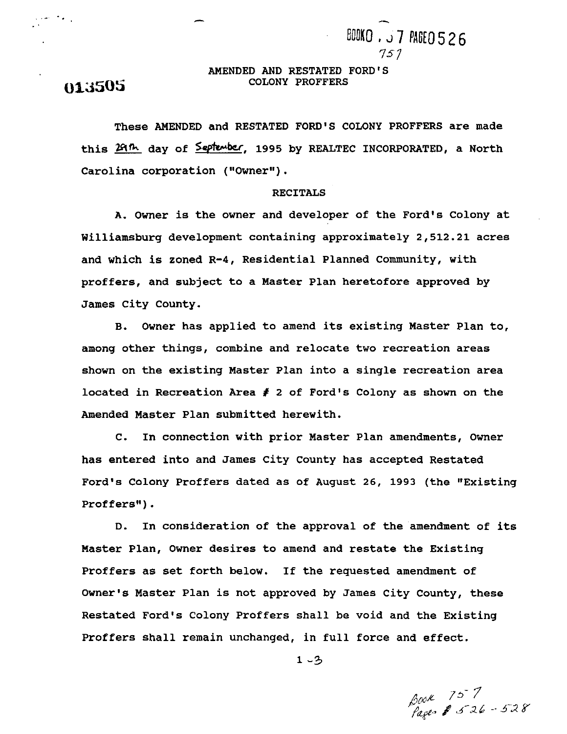BOOK0 . ̆7 PAGE0526

757

013505

# AMENDED AND RESTATED FORD'S COLONY PROFFERS

These AMENDED and RESTATED FORD'S COLONY PROFFERS are made this 29th day of September, 1995 by REALTEC INCORPORATED, a North Carolina corporation ("Owner").

## RECITALS

A. Owner is the owner and developer of the Ford's Colony at Williamsburg development containing approximately 2,512.21 acres and which is zoned R-4, Residential Planned Community, with proffers, and subject to a Master Plan heretofore approved by James City County.

B. Owner has applied to amend its existing Master Plan to, among other things, combine and relocate two recreation areas shown on the existing Master Plan into a single recreation area located in Recreation Area # 2 of Ford's Colony as shown on the Amended Master Plan submitted herewith.

C. In connection with prior Master Plan amendments, Owner has entered into and James City County has accepted Restated Ford's Colony Proffers dated as of August 26, 1993 (the "Existing Proffers").

D. In consideration of the approval of the amendment of its Master Plan, Owner desires to amend and restate the Existing Proffers as set forth below. If the requested amendment of Owner's Master Plan is not approved by James City County, these Restated Ford's Colony Proffers shall be void and the Existing Proffers shall remain unchanged, in full force and effect.

1-3

Book 757
Pages # 526 - 528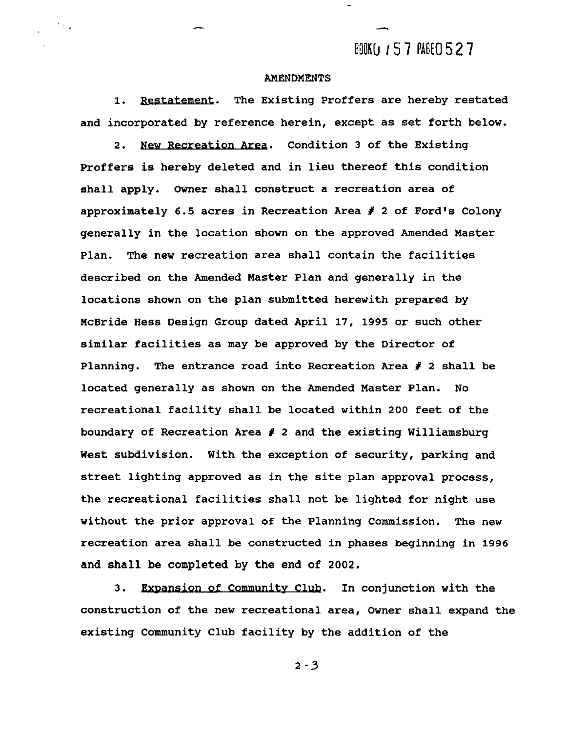## AMENDMENTS

1. Restatement. The Existing Proffers are hereby restated and incorporated by reference herein, except as set forth below.

2. New Recreation Area. Condition 3 of the Existing Proffers is hereby deleted and in lieu thereof this condition shall apply. Owner shall construct a recreation area of approximately 6.5 acres in Recreation Area # 2 of Ford's Colony generally in the location shown on the approved Amended Master Plan. The new recreation area shall contain the facilities described on the Amended Master Plan and generally in the locations shown on the plan submitted herewith prepared by McBride Hess Design Group dated April 17, 1995 or such other similar facilities as may be approved by the Director of Planning. The entrance road into Recreation Area # 2 shall be located generally as shown on the Amended Master Plan. No recreational facility shall be located within 200 feet of the boundary of Recreation Area # 2 and the existing Williamsburg West subdivision. With the exception of security, parking and street lighting approved as in the site plan approval process, the recreational facilities shall not be lighted for night use without the prior approval of the Planning Commission. The new recreation area shall be constructed in phases beginning in 1996 and shall be completed by the end of 2002.

3. Expansion of Community Club. In conjunction with the construction of the new recreational area, Owner shall expand the existing Community Club facility by the addition of the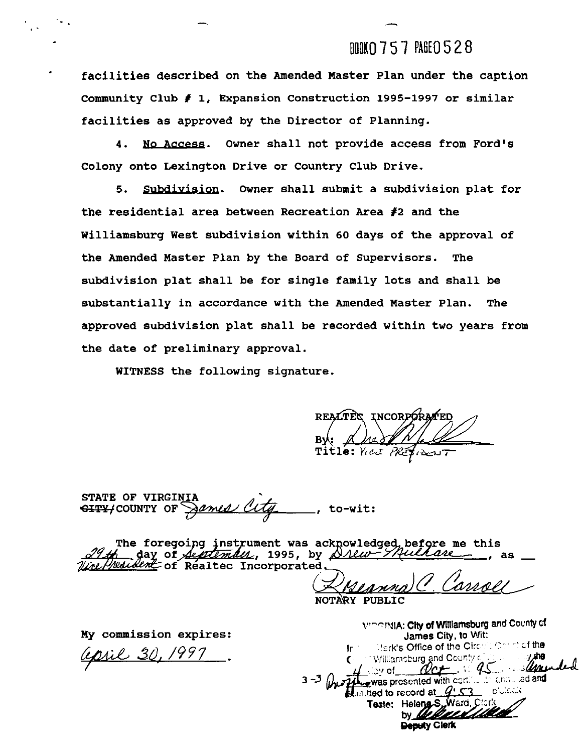BOOK0757 PAGE0528

facilities described on the Amended Master Plan under the caption Community Club # 1, Expansion Construction 1995-1997 or similar facilities as approved by the Director of Planning.

4. No Access. Owner shall not provide access from Ford's Colony onto Lexington Drive or Country Club Drive.

5. Subdivision. Owner shall submit a subdivision plat for the residential area between Recreation Area #2 and the Williamsburg West subdivision within 60 days of the approval of the Amended Master Plan by the Board of Supervisors. The subdivision plat shall be for single family lots and shall be substantially in accordance with the Amended Master Plan. The approved subdivision plat shall be recorded within two years from the date of preliminary approval.

WITNESS the following signature.

REALTEC INCORPORATED

By: *[signature]*

Title: *Vice President*

STATE OF VIRGINIA
~~CITY~~/COUNTY OF *James City*, to-wit:

The foregoing instrument was acknowledged before me this *29th* day of *September*, 1995, by *Drew Mulhare*, as *Vice President* of Realtec Incorporated.

*[signature]*
NOTARY PUBLIC

My commission expires:
*April 30, 1997*.

VIRGINIA: City of Williamsburg and County of James City, to Wit:
In the Clerk's Office of the Circuit Court of the City of Williamsburg and County of James City the *4* day of *Oct*, 19*95*, this *Amended Proffers* was presented with certificate annexed and admitted to record at *9:53* o'clock
3-3
Teste: Helene S. Ward, Clerk
by *[signature]*
Deputy Clerk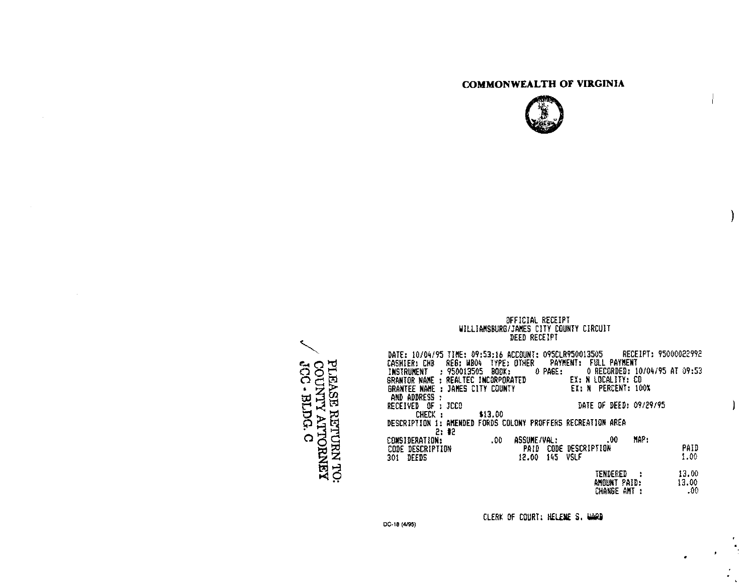# COMMONWEALTH OF VIRGINIA

PLEASE RETURN TO:
COUNTY ATTORNEY
JCC - BLDG. C

OFFICIAL RECEIPT
WILLIAMSBURG/JAMES CITY COUNTY CIRCUIT
DEED RECEIPT

DATE: 10/04/95 TIME: 09:53:16 ACCOUNT: 095CLR950013505 RECEIPT: 95000022992
CASHIER: CHB REG: WB04 TYPE: OTHER PAYMENT: FULL PAYMENT
INSTRUMENT : 950013505 BOOK: 0 PAGE: 0 RECORDED: 10/04/95 AT 09:53
GRANTOR NAME : REALTEC INCORPORATED EX: N LOCALITY: CO
GRANTEE NAME : JAMES CITY COUNTY EX: N PERCENT: 100%
AND ADDRESS :
RECEIVED OF : JCCO DATE OF DEED: 09/29/95
CHECK : $13.00
DESCRIPTION 1: AMENDED FORDS COLONY PROFFERS RECREATION AREA
2: #2
CONSIDERATION: .00 ASSUME/VAL: .00 MAP:

| CODE | DESCRIPTION | PAID | CODE | DESCRIPTION | PAID |
|---|---|---|---|---|---|
| 301 | DEEDS | 12.00 | 145 | VSLF | 1.00 |

TENDERED : 13.00
AMOUNT PAID: 13.00
CHANGE AMT : .00

CLERK OF COURT: HELENE S. WARD

DC-18 (4/95)